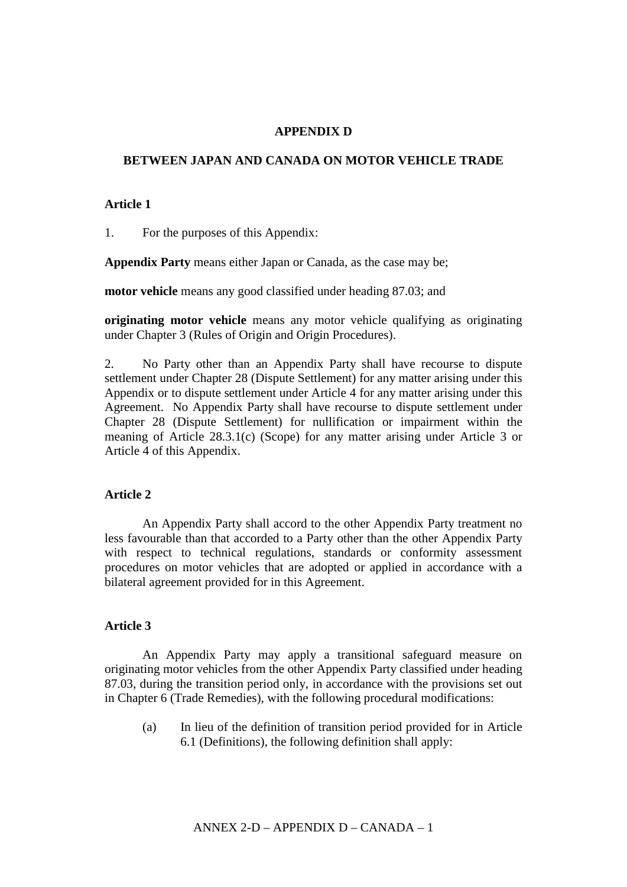# APPENDIX D

## BETWEEN JAPAN AND CANADA ON MOTOR VEHICLE TRADE

### Article 1

1. For the purposes of this Appendix:

**Appendix Party** means either Japan or Canada, as the case may be;

**motor vehicle** means any good classified under heading 87.03; and

**originating motor vehicle** means any motor vehicle qualifying as originating under Chapter 3 (Rules of Origin and Origin Procedures).

2. No Party other than an Appendix Party shall have recourse to dispute settlement under Chapter 28 (Dispute Settlement) for any matter arising under this Appendix or to dispute settlement under Article 4 for any matter arising under this Agreement. No Appendix Party shall have recourse to dispute settlement under Chapter 28 (Dispute Settlement) for nullification or impairment within the meaning of Article 28.3.1(c) (Scope) for any matter arising under Article 3 or Article 4 of this Appendix.

### Article 2

An Appendix Party shall accord to the other Appendix Party treatment no less favourable than that accorded to a Party other than the other Appendix Party with respect to technical regulations, standards or conformity assessment procedures on motor vehicles that are adopted or applied in accordance with a bilateral agreement provided for in this Agreement.

### Article 3

An Appendix Party may apply a transitional safeguard measure on originating motor vehicles from the other Appendix Party classified under heading 87.03, during the transition period only, in accordance with the provisions set out in Chapter 6 (Trade Remedies), with the following procedural modifications:

(a) In lieu of the definition of transition period provided for in Article 6.1 (Definitions), the following definition shall apply: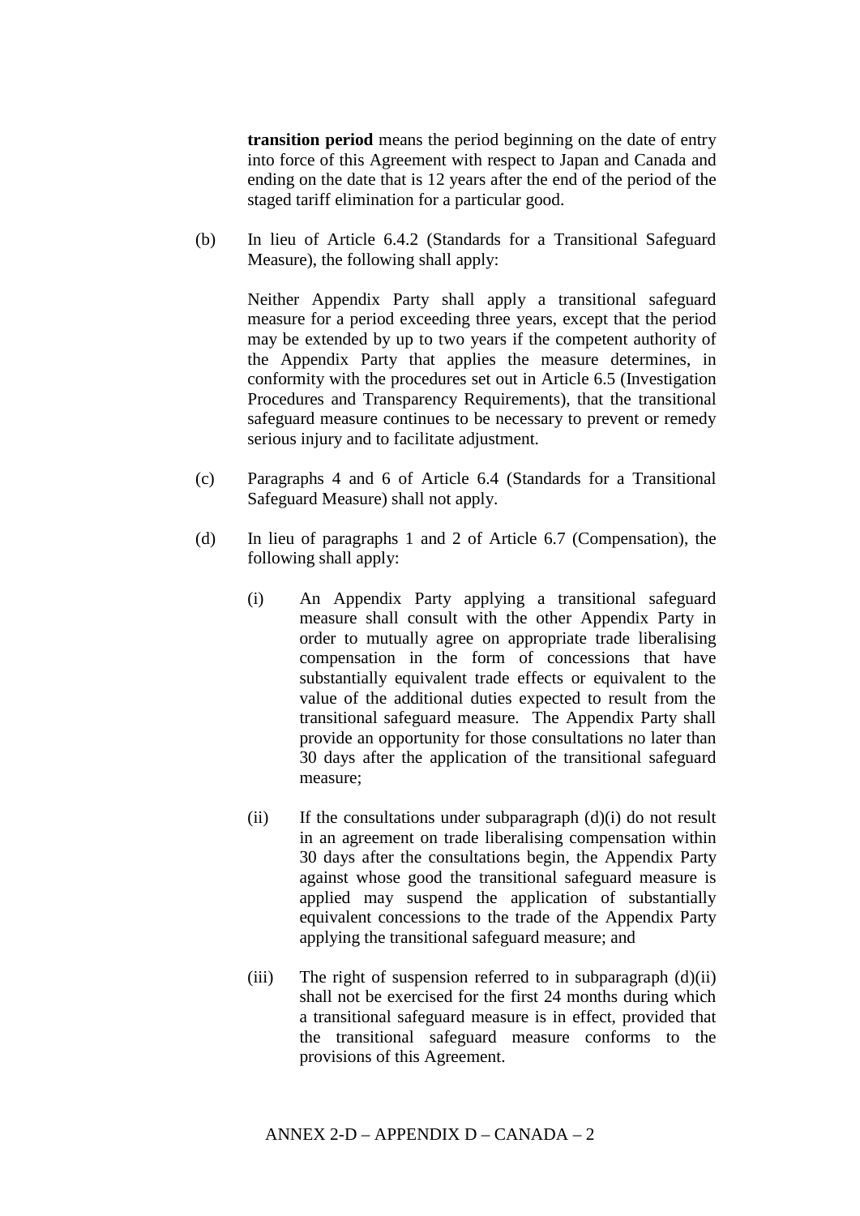**transition period** means the period beginning on the date of entry into force of this Agreement with respect to Japan and Canada and ending on the date that is 12 years after the end of the period of the staged tariff elimination for a particular good.

(b) In lieu of Article 6.4.2 (Standards for a Transitional Safeguard Measure), the following shall apply:

Neither Appendix Party shall apply a transitional safeguard measure for a period exceeding three years, except that the period may be extended by up to two years if the competent authority of the Appendix Party that applies the measure determines, in conformity with the procedures set out in Article 6.5 (Investigation Procedures and Transparency Requirements), that the transitional safeguard measure continues to be necessary to prevent or remedy serious injury and to facilitate adjustment.

(c) Paragraphs 4 and 6 of Article 6.4 (Standards for a Transitional Safeguard Measure) shall not apply.

(d) In lieu of paragraphs 1 and 2 of Article 6.7 (Compensation), the following shall apply:

(i) An Appendix Party applying a transitional safeguard measure shall consult with the other Appendix Party in order to mutually agree on appropriate trade liberalising compensation in the form of concessions that have substantially equivalent trade effects or equivalent to the value of the additional duties expected to result from the transitional safeguard measure. The Appendix Party shall provide an opportunity for those consultations no later than 30 days after the application of the transitional safeguard measure;

(ii) If the consultations under subparagraph (d)(i) do not result in an agreement on trade liberalising compensation within 30 days after the consultations begin, the Appendix Party against whose good the transitional safeguard measure is applied may suspend the application of substantially equivalent concessions to the trade of the Appendix Party applying the transitional safeguard measure; and

(iii) The right of suspension referred to in subparagraph (d)(ii) shall not be exercised for the first 24 months during which a transitional safeguard measure is in effect, provided that the transitional safeguard measure conforms to the provisions of this Agreement.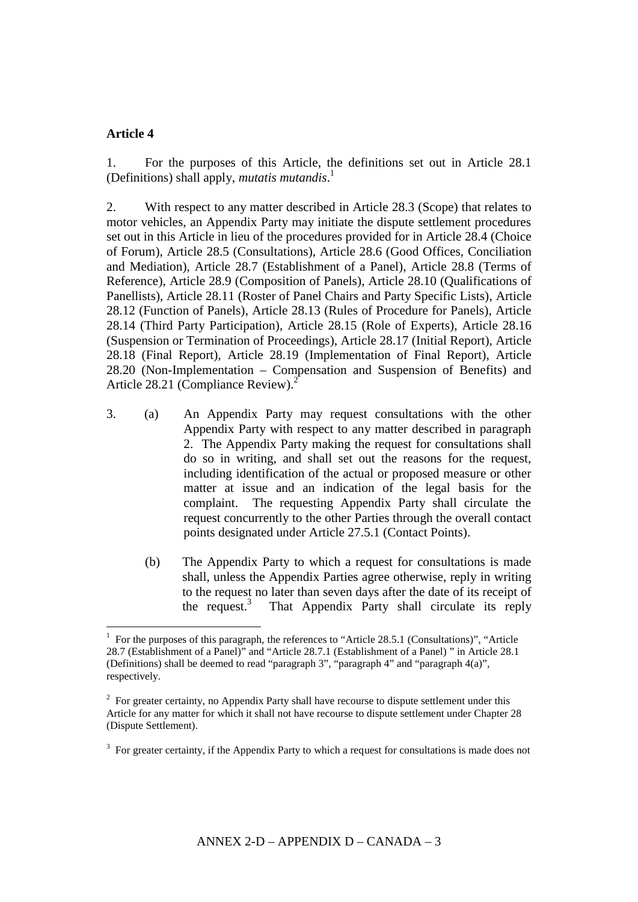**Article 4**

1. For the purposes of this Article, the definitions set out in Article 28.1 (Definitions) shall apply, *mutatis mutandis*.[1]

2. With respect to any matter described in Article 28.3 (Scope) that relates to motor vehicles, an Appendix Party may initiate the dispute settlement procedures set out in this Article in lieu of the procedures provided for in Article 28.4 (Choice of Forum), Article 28.5 (Consultations), Article 28.6 (Good Offices, Conciliation and Mediation), Article 28.7 (Establishment of a Panel), Article 28.8 (Terms of Reference), Article 28.9 (Composition of Panels), Article 28.10 (Qualifications of Panellists), Article 28.11 (Roster of Panel Chairs and Party Specific Lists), Article 28.12 (Function of Panels), Article 28.13 (Rules of Procedure for Panels), Article 28.14 (Third Party Participation), Article 28.15 (Role of Experts), Article 28.16 (Suspension or Termination of Proceedings), Article 28.17 (Initial Report), Article 28.18 (Final Report), Article 28.19 (Implementation of Final Report), Article 28.20 (Non-Implementation – Compensation and Suspension of Benefits) and Article 28.21 (Compliance Review).[2]

3. (a) An Appendix Party may request consultations with the other Appendix Party with respect to any matter described in paragraph 2. The Appendix Party making the request for consultations shall do so in writing, and shall set out the reasons for the request, including identification of the actual or proposed measure or other matter at issue and an indication of the legal basis for the complaint. The requesting Appendix Party shall circulate the request concurrently to the other Parties through the overall contact points designated under Article 27.5.1 (Contact Points).

   (b) The Appendix Party to which a request for consultations is made shall, unless the Appendix Parties agree otherwise, reply in writing to the request no later than seven days after the date of its receipt of the request.[3] That Appendix Party shall circulate its reply

---

[1] For the purposes of this paragraph, the references to "Article 28.5.1 (Consultations)", "Article 28.7 (Establishment of a Panel)" and "Article 28.7.1 (Establishment of a Panel) " in Article 28.1 (Definitions) shall be deemed to read "paragraph 3", "paragraph 4" and "paragraph 4(a)", respectively.

[2] For greater certainty, no Appendix Party shall have recourse to dispute settlement under this Article for any matter for which it shall not have recourse to dispute settlement under Chapter 28 (Dispute Settlement).

[3] For greater certainty, if the Appendix Party to which a request for consultations is made does not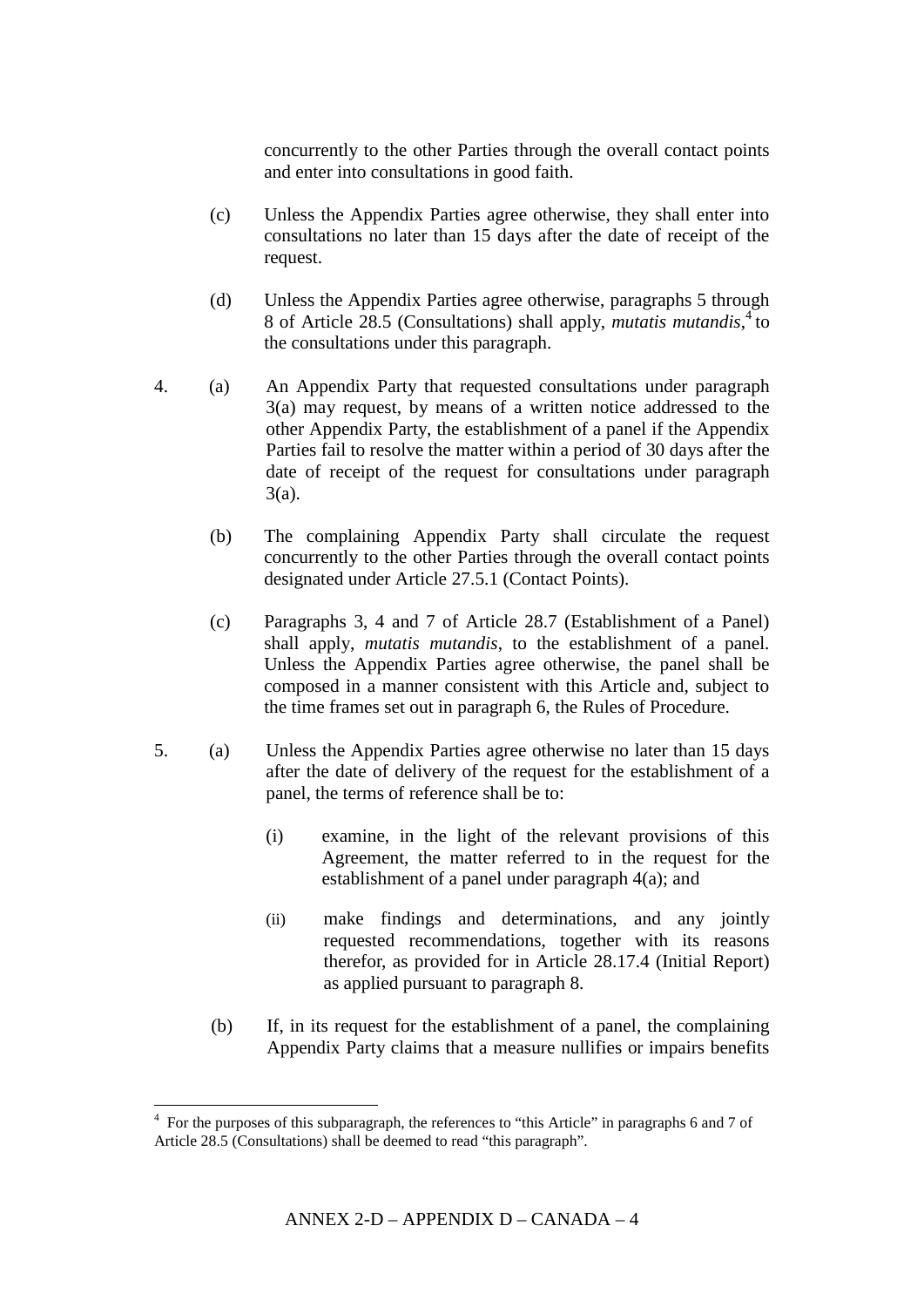concurrently to the other Parties through the overall contact points and enter into consultations in good faith.

(c) Unless the Appendix Parties agree otherwise, they shall enter into consultations no later than 15 days after the date of receipt of the request.

(d) Unless the Appendix Parties agree otherwise, paragraphs 5 through 8 of Article 28.5 (Consultations) shall apply, *mutatis mutandis*,[4] to the consultations under this paragraph.

4. (a) An Appendix Party that requested consultations under paragraph 3(a) may request, by means of a written notice addressed to the other Appendix Party, the establishment of a panel if the Appendix Parties fail to resolve the matter within a period of 30 days after the date of receipt of the request for consultations under paragraph 3(a).

(b) The complaining Appendix Party shall circulate the request concurrently to the other Parties through the overall contact points designated under Article 27.5.1 (Contact Points).

(c) Paragraphs 3, 4 and 7 of Article 28.7 (Establishment of a Panel) shall apply, *mutatis mutandis*, to the establishment of a panel. Unless the Appendix Parties agree otherwise, the panel shall be composed in a manner consistent with this Article and, subject to the time frames set out in paragraph 6, the Rules of Procedure.

5. (a) Unless the Appendix Parties agree otherwise no later than 15 days after the date of delivery of the request for the establishment of a panel, the terms of reference shall be to:

(i) examine, in the light of the relevant provisions of this Agreement, the matter referred to in the request for the establishment of a panel under paragraph 4(a); and

(ii) make findings and determinations, and any jointly requested recommendations, together with its reasons therefor, as provided for in Article 28.17.4 (Initial Report) as applied pursuant to paragraph 8.

(b) If, in its request for the establishment of a panel, the complaining Appendix Party claims that a measure nullifies or impairs benefits

---

[4] For the purposes of this subparagraph, the references to "this Article" in paragraphs 6 and 7 of Article 28.5 (Consultations) shall be deemed to read "this paragraph".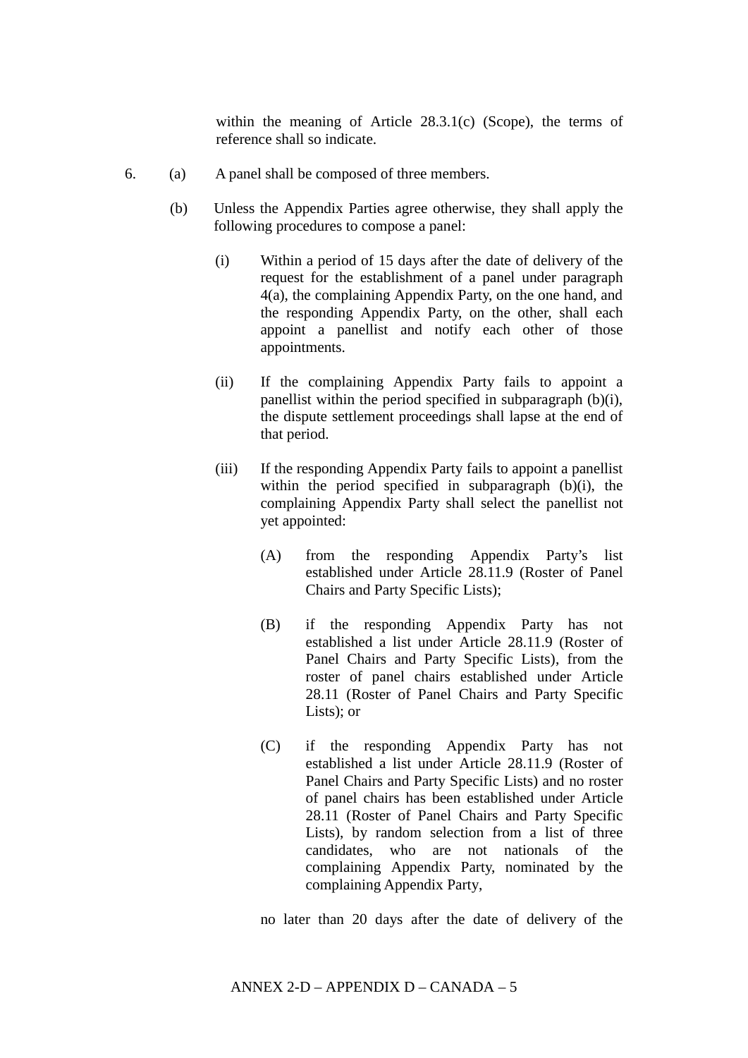within the meaning of Article 28.3.1(c) (Scope), the terms of reference shall so indicate.

6. (a) A panel shall be composed of three members.

   (b) Unless the Appendix Parties agree otherwise, they shall apply the following procedures to compose a panel:

      (i) Within a period of 15 days after the date of delivery of the request for the establishment of a panel under paragraph 4(a), the complaining Appendix Party, on the one hand, and the responding Appendix Party, on the other, shall each appoint a panellist and notify each other of those appointments.

      (ii) If the complaining Appendix Party fails to appoint a panellist within the period specified in subparagraph (b)(i), the dispute settlement proceedings shall lapse at the end of that period.

      (iii) If the responding Appendix Party fails to appoint a panellist within the period specified in subparagraph (b)(i), the complaining Appendix Party shall select the panellist not yet appointed:

         (A) from the responding Appendix Party's list established under Article 28.11.9 (Roster of Panel Chairs and Party Specific Lists);

         (B) if the responding Appendix Party has not established a list under Article 28.11.9 (Roster of Panel Chairs and Party Specific Lists), from the roster of panel chairs established under Article 28.11 (Roster of Panel Chairs and Party Specific Lists); or

         (C) if the responding Appendix Party has not established a list under Article 28.11.9 (Roster of Panel Chairs and Party Specific Lists) and no roster of panel chairs has been established under Article 28.11 (Roster of Panel Chairs and Party Specific Lists), by random selection from a list of three candidates, who are not nationals of the complaining Appendix Party, nominated by the complaining Appendix Party,

      no later than 20 days after the date of delivery of the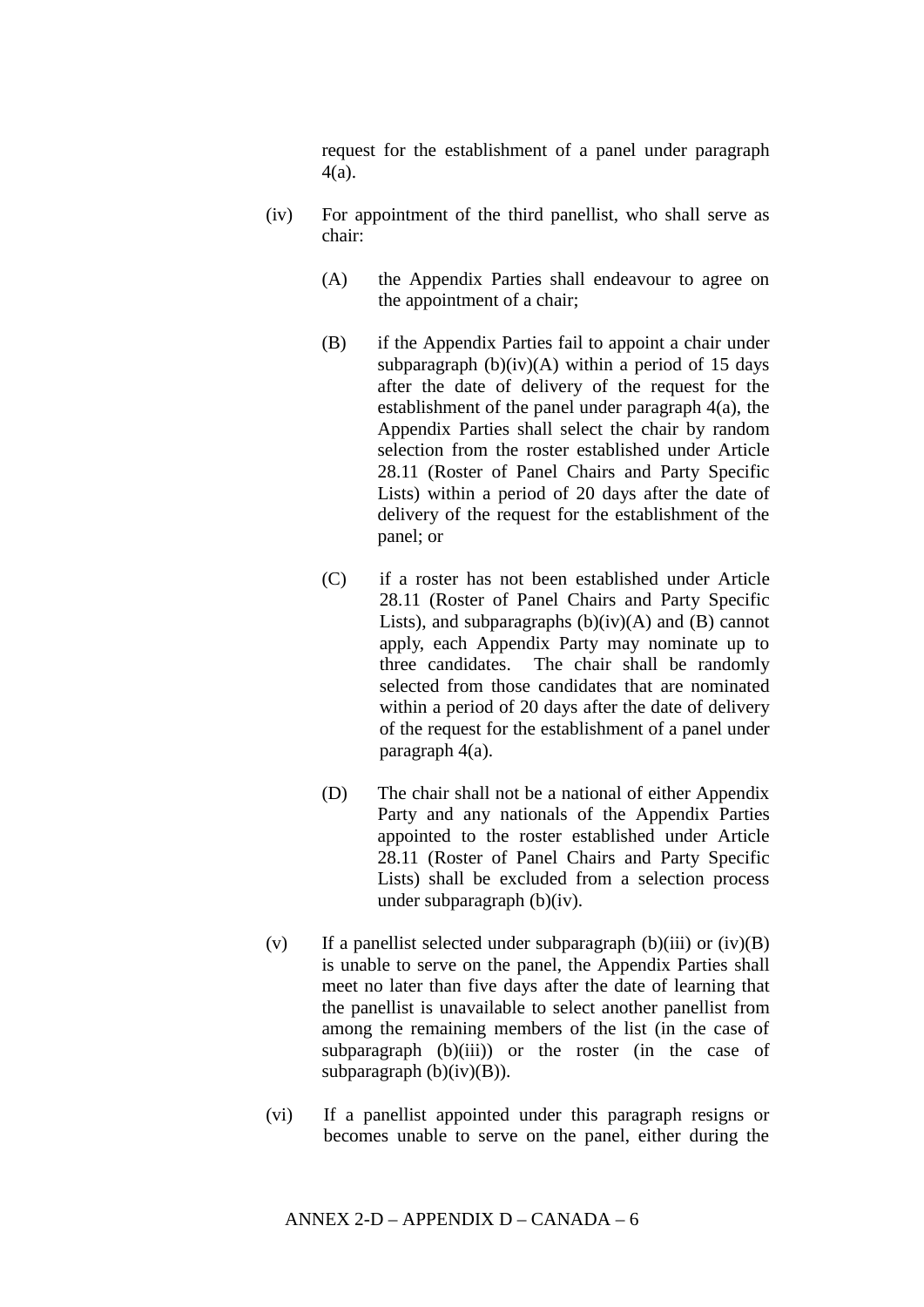request for the establishment of a panel under paragraph 4(a).

(iv) For appointment of the third panellist, who shall serve as chair:

(A) the Appendix Parties shall endeavour to agree on the appointment of a chair;

(B) if the Appendix Parties fail to appoint a chair under subparagraph (b)(iv)(A) within a period of 15 days after the date of delivery of the request for the establishment of the panel under paragraph 4(a), the Appendix Parties shall select the chair by random selection from the roster established under Article 28.11 (Roster of Panel Chairs and Party Specific Lists) within a period of 20 days after the date of delivery of the request for the establishment of the panel; or

(C) if a roster has not been established under Article 28.11 (Roster of Panel Chairs and Party Specific Lists), and subparagraphs (b)(iv)(A) and (B) cannot apply, each Appendix Party may nominate up to three candidates. The chair shall be randomly selected from those candidates that are nominated within a period of 20 days after the date of delivery of the request for the establishment of a panel under paragraph 4(a).

(D) The chair shall not be a national of either Appendix Party and any nationals of the Appendix Parties appointed to the roster established under Article 28.11 (Roster of Panel Chairs and Party Specific Lists) shall be excluded from a selection process under subparagraph (b)(iv).

(v) If a panellist selected under subparagraph (b)(iii) or (iv)(B) is unable to serve on the panel, the Appendix Parties shall meet no later than five days after the date of learning that the panellist is unavailable to select another panellist from among the remaining members of the list (in the case of subparagraph (b)(iii)) or the roster (in the case of subparagraph (b)(iv)(B)).

(vi) If a panellist appointed under this paragraph resigns or becomes unable to serve on the panel, either during the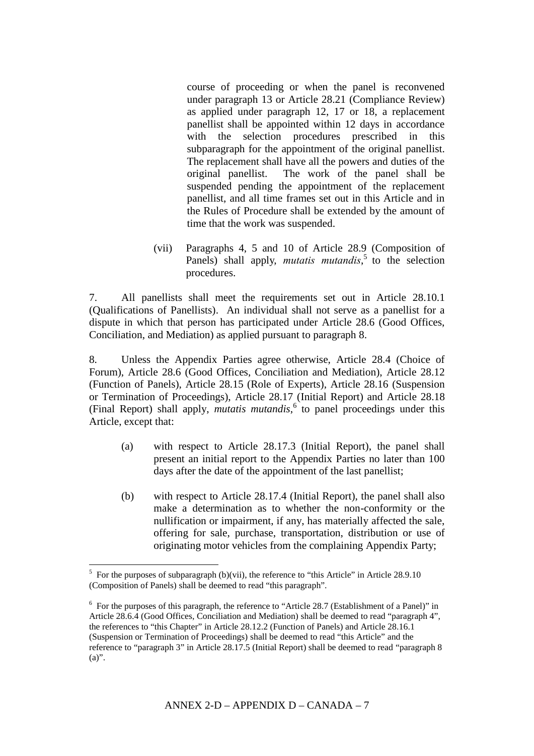course of proceeding or when the panel is reconvened under paragraph 13 or Article 28.21 (Compliance Review) as applied under paragraph 12, 17 or 18, a replacement panellist shall be appointed within 12 days in accordance with the selection procedures prescribed in this subparagraph for the appointment of the original panellist. The replacement shall have all the powers and duties of the original panellist. The work of the panel shall be suspended pending the appointment of the replacement panellist, and all time frames set out in this Article and in the Rules of Procedure shall be extended by the amount of time that the work was suspended.

(vii) Paragraphs 4, 5 and 10 of Article 28.9 (Composition of Panels) shall apply, *mutatis mutandis*,[5] to the selection procedures.

7. All panellists shall meet the requirements set out in Article 28.10.1 (Qualifications of Panellists). An individual shall not serve as a panellist for a dispute in which that person has participated under Article 28.6 (Good Offices, Conciliation, and Mediation) as applied pursuant to paragraph 8.

8. Unless the Appendix Parties agree otherwise, Article 28.4 (Choice of Forum), Article 28.6 (Good Offices, Conciliation and Mediation), Article 28.12 (Function of Panels), Article 28.15 (Role of Experts), Article 28.16 (Suspension or Termination of Proceedings), Article 28.17 (Initial Report) and Article 28.18 (Final Report) shall apply, *mutatis mutandis*,[6] to panel proceedings under this Article, except that:

(a) with respect to Article 28.17.3 (Initial Report), the panel shall present an initial report to the Appendix Parties no later than 100 days after the date of the appointment of the last panellist;

(b) with respect to Article 28.17.4 (Initial Report), the panel shall also make a determination as to whether the non-conformity or the nullification or impairment, if any, has materially affected the sale, offering for sale, purchase, transportation, distribution or use of originating motor vehicles from the complaining Appendix Party;

---

[5] For the purposes of subparagraph (b)(vii), the reference to "this Article" in Article 28.9.10 (Composition of Panels) shall be deemed to read "this paragraph".

[6] For the purposes of this paragraph, the reference to "Article 28.7 (Establishment of a Panel)" in Article 28.6.4 (Good Offices, Conciliation and Mediation) shall be deemed to read "paragraph 4", the references to "this Chapter" in Article 28.12.2 (Function of Panels) and Article 28.16.1 (Suspension or Termination of Proceedings) shall be deemed to read "this Article" and the reference to "paragraph 3" in Article 28.17.5 (Initial Report) shall be deemed to read "paragraph 8 (a)".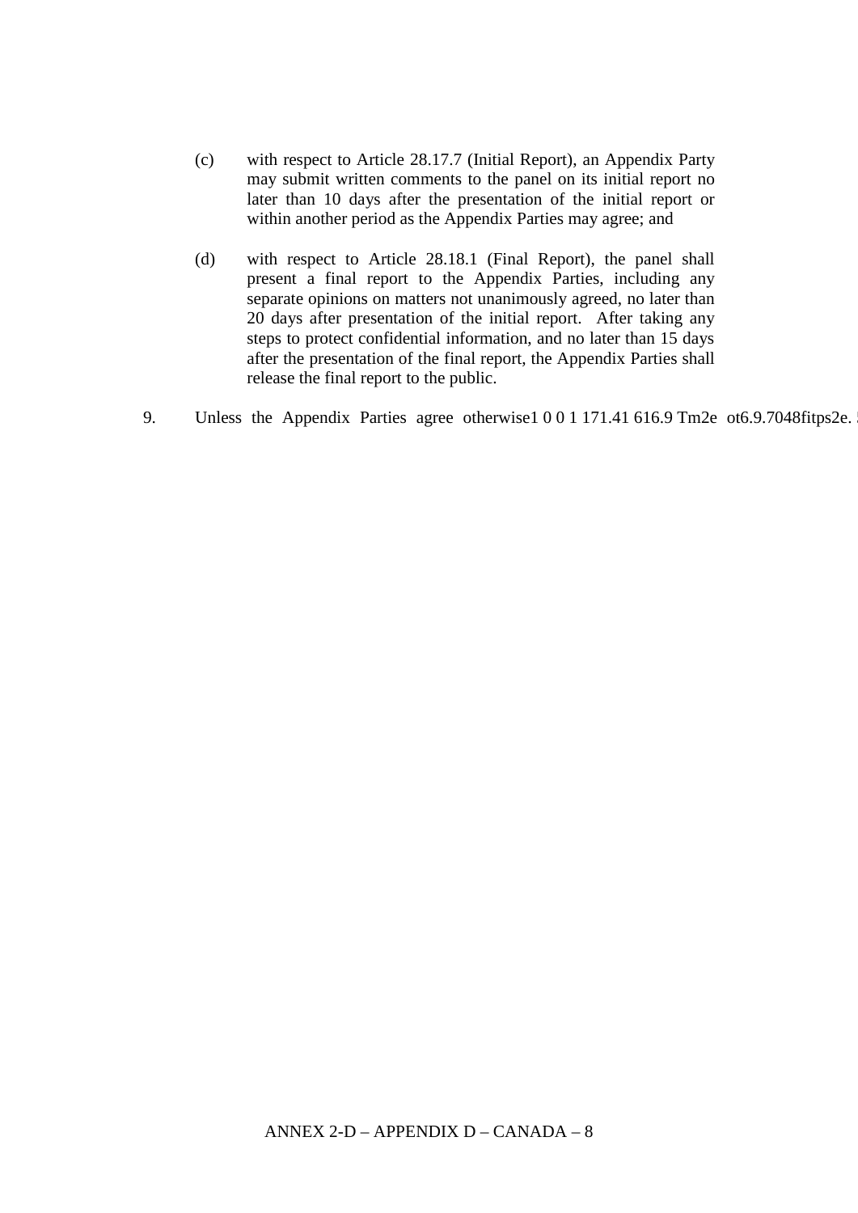(c) with respect to Article 28.17.7 (Initial Report), an Appendix Party may submit written comments to the panel on its initial report no later than 10 days after the presentation of the initial report or within another period as the Appendix Parties may agree; and

(d) with respect to Article 28.18.1 (Final Report), the panel shall present a final report to the Appendix Parties, including any separate opinions on matters not unanimously agreed, no later than 20 days after presentation of the initial report. After taking any steps to protect confidential information, and no later than 15 days after the presentation of the final report, the Appendix Parties shall release the final report to the public.

9. Unless the Appendix Parties agree otherwise1 0 0 1 171.41 616.9 Tm2e ot6.9.7048fitps2e.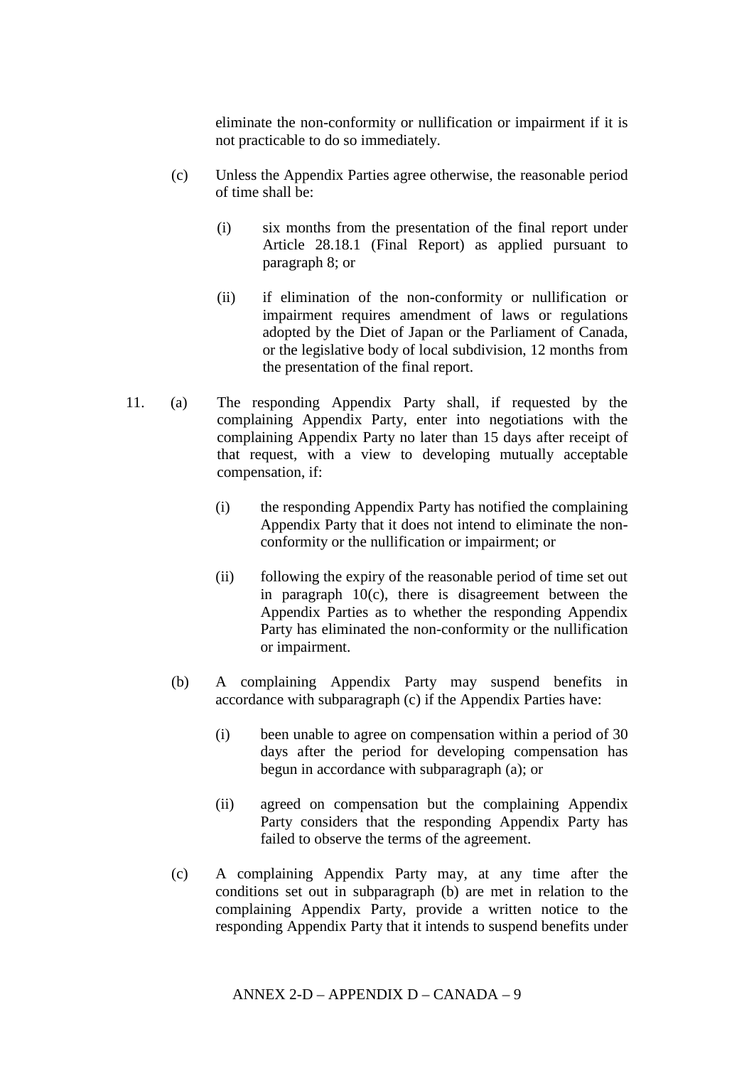eliminate the non-conformity or nullification or impairment if it is not practicable to do so immediately.

(c) Unless the Appendix Parties agree otherwise, the reasonable period of time shall be:

(i) six months from the presentation of the final report under Article 28.18.1 (Final Report) as applied pursuant to paragraph 8; or

(ii) if elimination of the non-conformity or nullification or impairment requires amendment of laws or regulations adopted by the Diet of Japan or the Parliament of Canada, or the legislative body of local subdivision, 12 months from the presentation of the final report.

11. (a) The responding Appendix Party shall, if requested by the complaining Appendix Party, enter into negotiations with the complaining Appendix Party no later than 15 days after receipt of that request, with a view to developing mutually acceptable compensation, if:

(i) the responding Appendix Party has notified the complaining Appendix Party that it does not intend to eliminate the non-conformity or the nullification or impairment; or

(ii) following the expiry of the reasonable period of time set out in paragraph 10(c), there is disagreement between the Appendix Parties as to whether the responding Appendix Party has eliminated the non-conformity or the nullification or impairment.

(b) A complaining Appendix Party may suspend benefits in accordance with subparagraph (c) if the Appendix Parties have:

(i) been unable to agree on compensation within a period of 30 days after the period for developing compensation has begun in accordance with subparagraph (a); or

(ii) agreed on compensation but the complaining Appendix Party considers that the responding Appendix Party has failed to observe the terms of the agreement.

(c) A complaining Appendix Party may, at any time after the conditions set out in subparagraph (b) are met in relation to the complaining Appendix Party, provide a written notice to the responding Appendix Party that it intends to suspend benefits under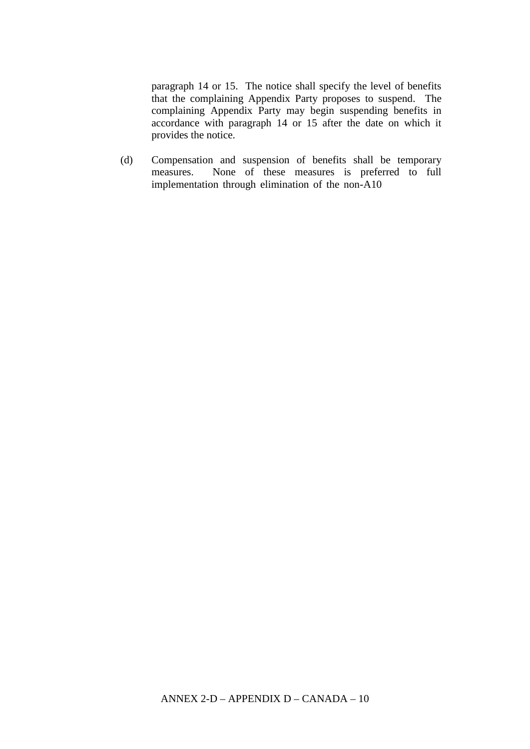paragraph 14 or 15. The notice shall specify the level of benefits that the complaining Appendix Party proposes to suspend. The complaining Appendix Party may begin suspending benefits in accordance with paragraph 14 or 15 after the date on which it provides the notice.

(d) Compensation and suspension of benefits shall be temporary measures. None of these measures is preferred to full implementation through elimination of the non-A10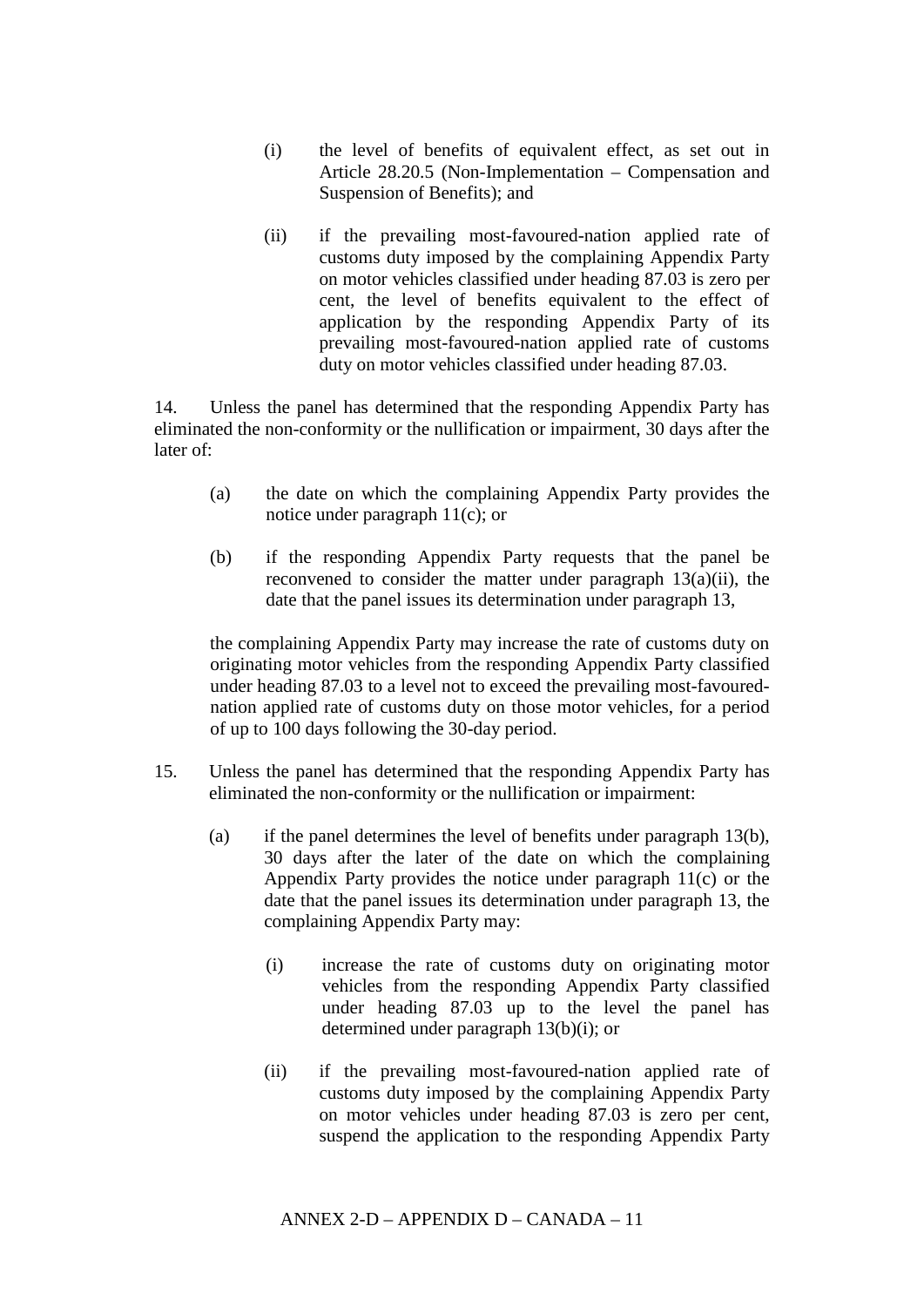(i) the level of benefits of equivalent effect, as set out in Article 28.20.5 (Non-Implementation – Compensation and Suspension of Benefits); and

(ii) if the prevailing most-favoured-nation applied rate of customs duty imposed by the complaining Appendix Party on motor vehicles classified under heading 87.03 is zero per cent, the level of benefits equivalent to the effect of application by the responding Appendix Party of its prevailing most-favoured-nation applied rate of customs duty on motor vehicles classified under heading 87.03.

14. Unless the panel has determined that the responding Appendix Party has eliminated the non-conformity or the nullification or impairment, 30 days after the later of:

(a) the date on which the complaining Appendix Party provides the notice under paragraph 11(c); or

(b) if the responding Appendix Party requests that the panel be reconvened to consider the matter under paragraph 13(a)(ii), the date that the panel issues its determination under paragraph 13,

the complaining Appendix Party may increase the rate of customs duty on originating motor vehicles from the responding Appendix Party classified under heading 87.03 to a level not to exceed the prevailing most-favoured-nation applied rate of customs duty on those motor vehicles, for a period of up to 100 days following the 30-day period.

15. Unless the panel has determined that the responding Appendix Party has eliminated the non-conformity or the nullification or impairment:

(a) if the panel determines the level of benefits under paragraph 13(b), 30 days after the later of the date on which the complaining Appendix Party provides the notice under paragraph 11(c) or the date that the panel issues its determination under paragraph 13, the complaining Appendix Party may:

(i) increase the rate of customs duty on originating motor vehicles from the responding Appendix Party classified under heading 87.03 up to the level the panel has determined under paragraph 13(b)(i); or

(ii) if the prevailing most-favoured-nation applied rate of customs duty imposed by the complaining Appendix Party on motor vehicles under heading 87.03 is zero per cent, suspend the application to the responding Appendix Party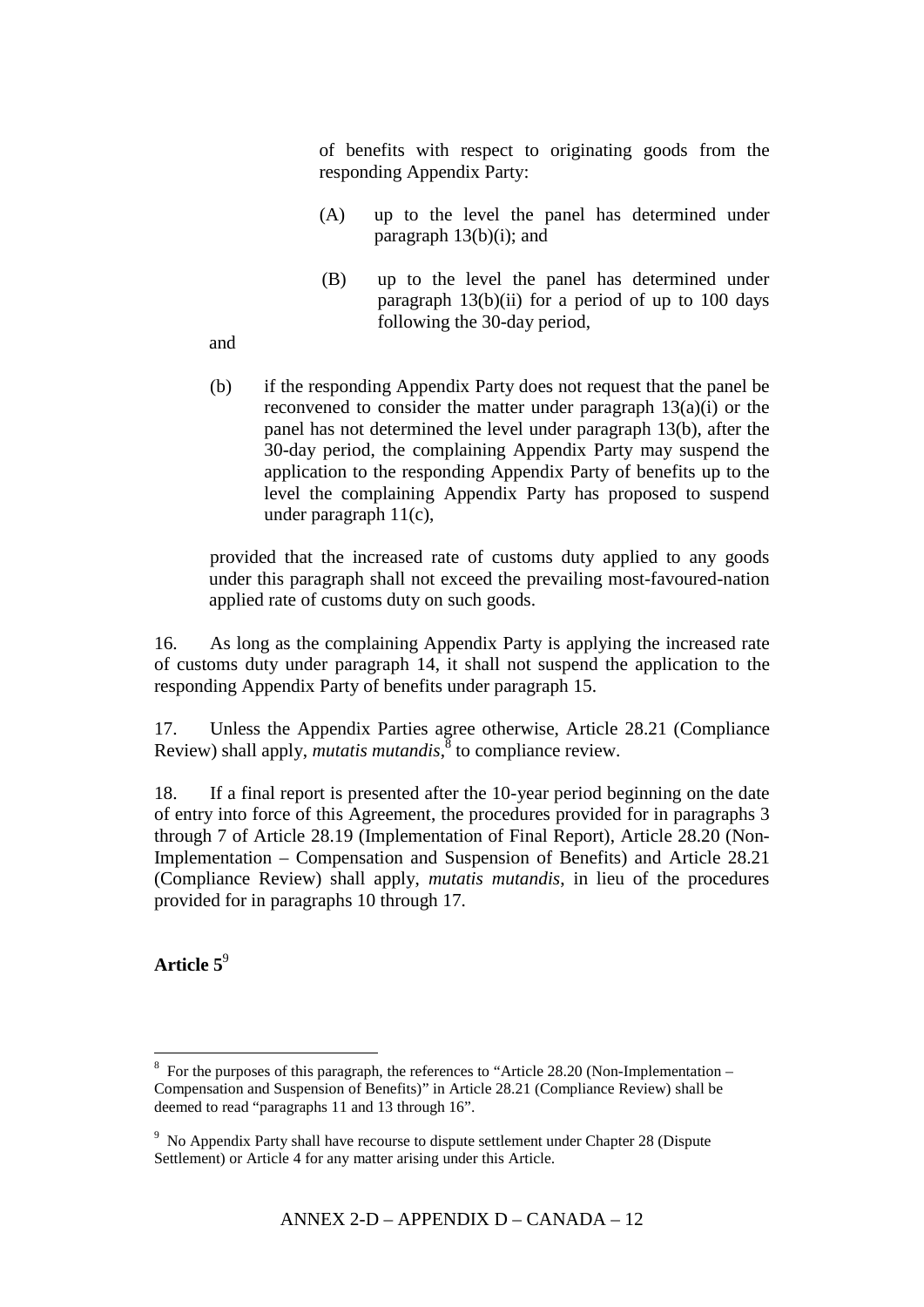of benefits with respect to originating goods from the responding Appendix Party:

(A) up to the level the panel has determined under paragraph 13(b)(i); and

(B) up to the level the panel has determined under paragraph 13(b)(ii) for a period of up to 100 days following the 30-day period,

and

(b) if the responding Appendix Party does not request that the panel be reconvened to consider the matter under paragraph 13(a)(i) or the panel has not determined the level under paragraph 13(b), after the 30-day period, the complaining Appendix Party may suspend the application to the responding Appendix Party of benefits up to the level the complaining Appendix Party has proposed to suspend under paragraph 11(c),

provided that the increased rate of customs duty applied to any goods under this paragraph shall not exceed the prevailing most-favoured-nation applied rate of customs duty on such goods.

16. As long as the complaining Appendix Party is applying the increased rate of customs duty under paragraph 14, it shall not suspend the application to the responding Appendix Party of benefits under paragraph 15.

17. Unless the Appendix Parties agree otherwise, Article 28.21 (Compliance Review) shall apply, *mutatis mutandis*,[8] to compliance review.

18. If a final report is presented after the 10-year period beginning on the date of entry into force of this Agreement, the procedures provided for in paragraphs 3 through 7 of Article 28.19 (Implementation of Final Report), Article 28.20 (Non-Implementation – Compensation and Suspension of Benefits) and Article 28.21 (Compliance Review) shall apply, *mutatis mutandis*, in lieu of the procedures provided for in paragraphs 10 through 17.

**Article 5**[9]

---

[8] For the purposes of this paragraph, the references to "Article 28.20 (Non-Implementation – Compensation and Suspension of Benefits)" in Article 28.21 (Compliance Review) shall be deemed to read "paragraphs 11 and 13 through 16".

[9] No Appendix Party shall have recourse to dispute settlement under Chapter 28 (Dispute Settlement) or Article 4 for any matter arising under this Article.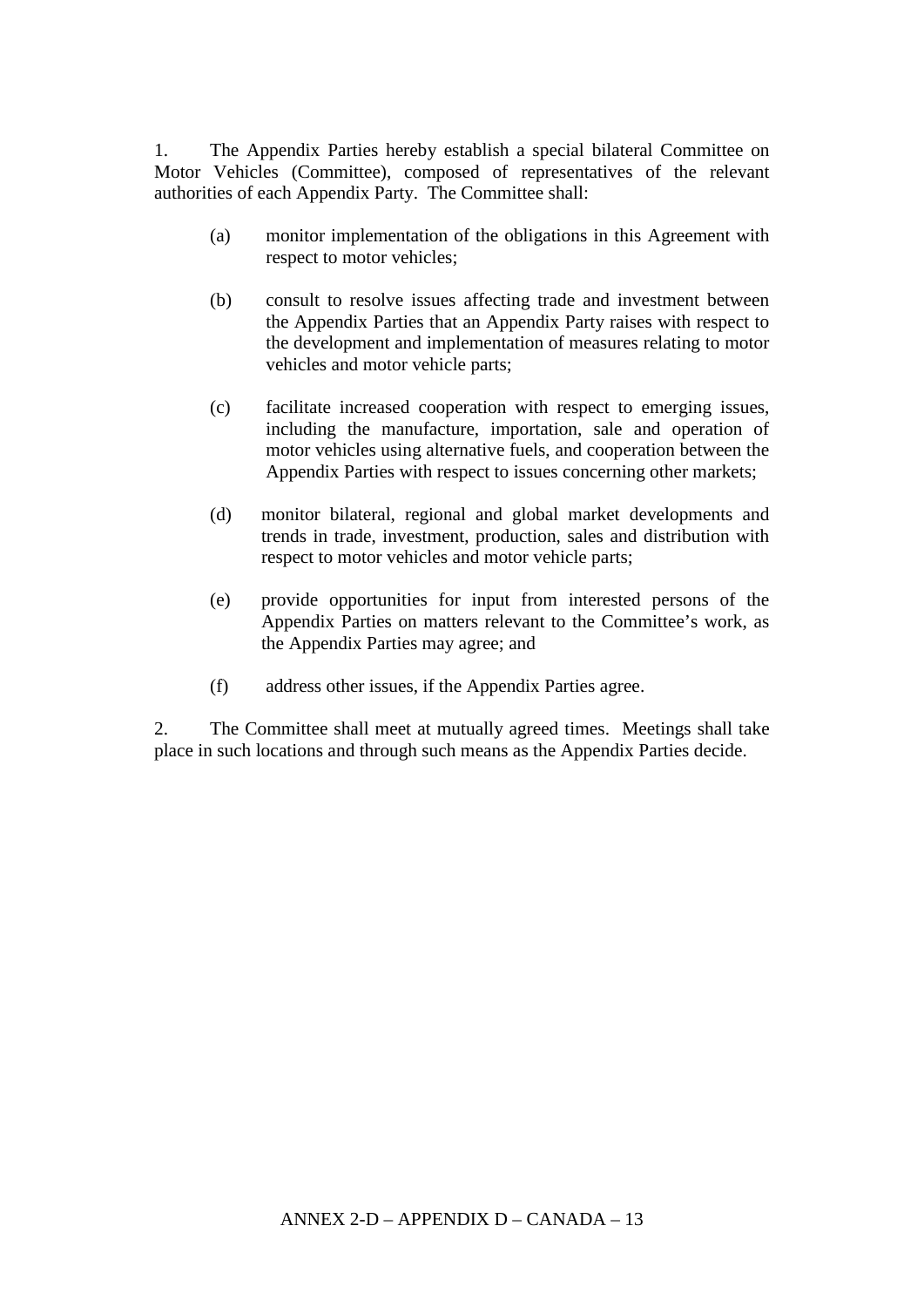1. The Appendix Parties hereby establish a special bilateral Committee on Motor Vehicles (Committee), composed of representatives of the relevant authorities of each Appendix Party. The Committee shall:

   (a) monitor implementation of the obligations in this Agreement with respect to motor vehicles;

   (b) consult to resolve issues affecting trade and investment between the Appendix Parties that an Appendix Party raises with respect to the development and implementation of measures relating to motor vehicles and motor vehicle parts;

   (c) facilitate increased cooperation with respect to emerging issues, including the manufacture, importation, sale and operation of motor vehicles using alternative fuels, and cooperation between the Appendix Parties with respect to issues concerning other markets;

   (d) monitor bilateral, regional and global market developments and trends in trade, investment, production, sales and distribution with respect to motor vehicles and motor vehicle parts;

   (e) provide opportunities for input from interested persons of the Appendix Parties on matters relevant to the Committee's work, as the Appendix Parties may agree; and

   (f) address other issues, if the Appendix Parties agree.

2. The Committee shall meet at mutually agreed times. Meetings shall take place in such locations and through such means as the Appendix Parties decide.